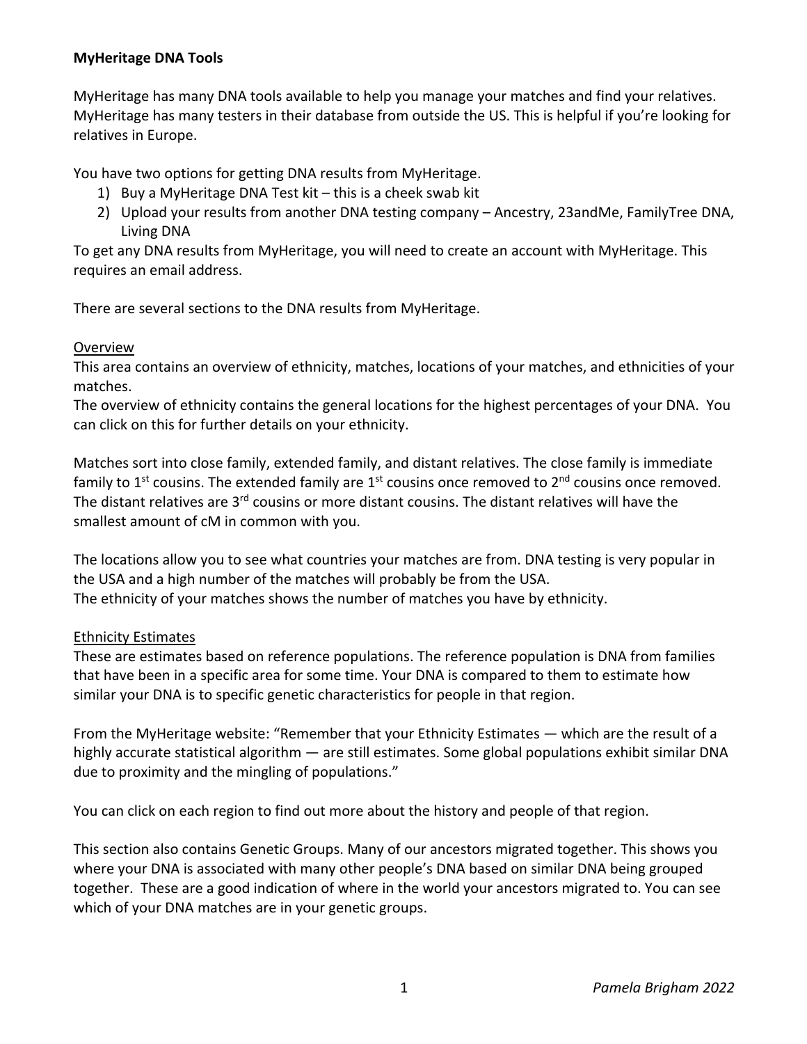**MyHeritage DNA Tools**

MyHeritage has many DNA tools available to help you manage your matches and find your relatives. MyHeritage has many testers in their database from outside the US. This is helpful if you're looking for relatives in Europe.

You have two options for getting DNA results from MyHeritage.

1) Buy a MyHeritage DNA Test kit – this is a cheek swab kit
2) Upload your results from another DNA testing company – Ancestry, 23andMe, FamilyTree DNA, Living DNA

To get any DNA results from MyHeritage, you will need to create an account with MyHeritage. This requires an email address.

There are several sections to the DNA results from MyHeritage.

<u>Overview</u>

This area contains an overview of ethnicity, matches, locations of your matches, and ethnicities of your matches.

The overview of ethnicity contains the general locations for the highest percentages of your DNA. You can click on this for further details on your ethnicity.

Matches sort into close family, extended family, and distant relatives. The close family is immediate family to 1st cousins. The extended family are 1st cousins once removed to 2nd cousins once removed. The distant relatives are 3rd cousins or more distant cousins. The distant relatives will have the smallest amount of cM in common with you.

The locations allow you to see what countries your matches are from. DNA testing is very popular in the USA and a high number of the matches will probably be from the USA.

The ethnicity of your matches shows the number of matches you have by ethnicity.

<u>Ethnicity Estimates</u>

These are estimates based on reference populations. The reference population is DNA from families that have been in a specific area for some time. Your DNA is compared to them to estimate how similar your DNA is to specific genetic characteristics for people in that region.

From the MyHeritage website: "Remember that your Ethnicity Estimates — which are the result of a highly accurate statistical algorithm — are still estimates. Some global populations exhibit similar DNA due to proximity and the mingling of populations."

You can click on each region to find out more about the history and people of that region.

This section also contains Genetic Groups. Many of our ancestors migrated together. This shows you where your DNA is associated with many other people's DNA based on similar DNA being grouped together. These are a good indication of where in the world your ancestors migrated to. You can see which of your DNA matches are in your genetic groups.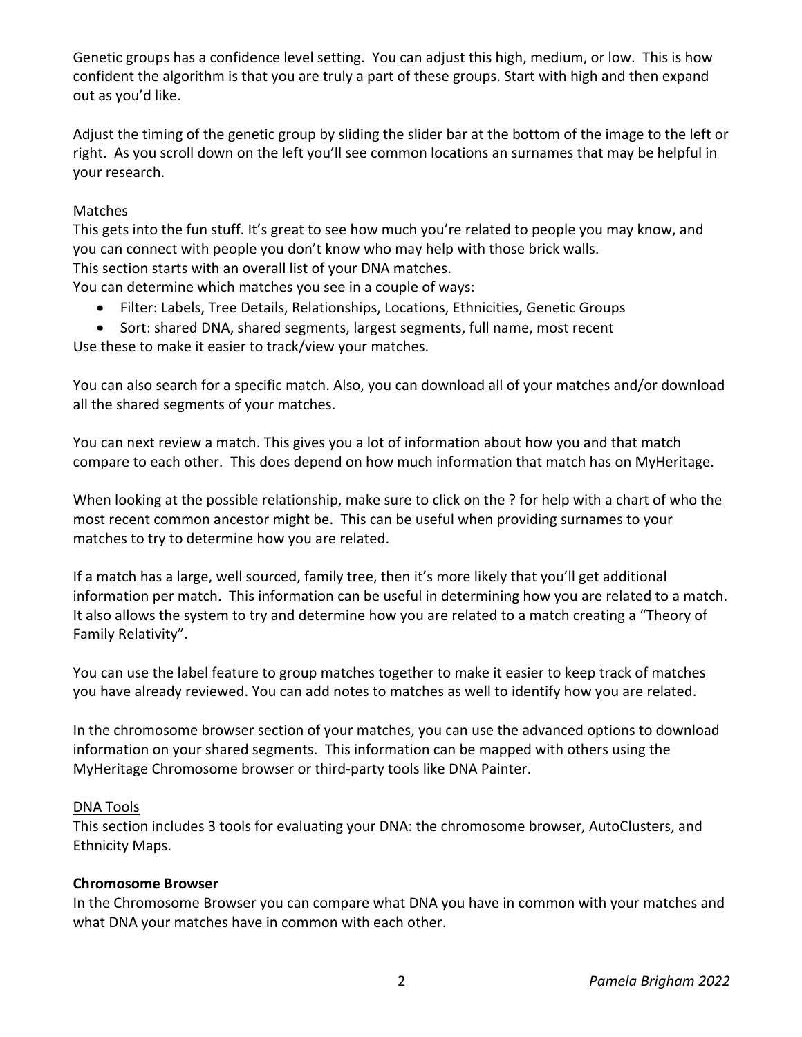Genetic groups has a confidence level setting. You can adjust this high, medium, or low. This is how confident the algorithm is that you are truly a part of these groups. Start with high and then expand out as you'd like.

Adjust the timing of the genetic group by sliding the slider bar at the bottom of the image to the left or right. As you scroll down on the left you'll see common locations an surnames that may be helpful in your research.

<u>Matches</u>

This gets into the fun stuff. It's great to see how much you're related to people you may know, and you can connect with people you don't know who may help with those brick walls.
This section starts with an overall list of your DNA matches.
You can determine which matches you see in a couple of ways:

- Filter: Labels, Tree Details, Relationships, Locations, Ethnicities, Genetic Groups
- Sort: shared DNA, shared segments, largest segments, full name, most recent

Use these to make it easier to track/view your matches.

You can also search for a specific match. Also, you can download all of your matches and/or download all the shared segments of your matches.

You can next review a match. This gives you a lot of information about how you and that match compare to each other. This does depend on how much information that match has on MyHeritage.

When looking at the possible relationship, make sure to click on the ? for help with a chart of who the most recent common ancestor might be. This can be useful when providing surnames to your matches to try to determine how you are related.

If a match has a large, well sourced, family tree, then it's more likely that you'll get additional information per match. This information can be useful in determining how you are related to a match. It also allows the system to try and determine how you are related to a match creating a "Theory of Family Relativity".

You can use the label feature to group matches together to make it easier to keep track of matches you have already reviewed. You can add notes to matches as well to identify how you are related.

In the chromosome browser section of your matches, you can use the advanced options to download information on your shared segments. This information can be mapped with others using the MyHeritage Chromosome browser or third-party tools like DNA Painter.

<u>DNA Tools</u>

This section includes 3 tools for evaluating your DNA: the chromosome browser, AutoClusters, and Ethnicity Maps.

**Chromosome Browser**

In the Chromosome Browser you can compare what DNA you have in common with your matches and what DNA your matches have in common with each other.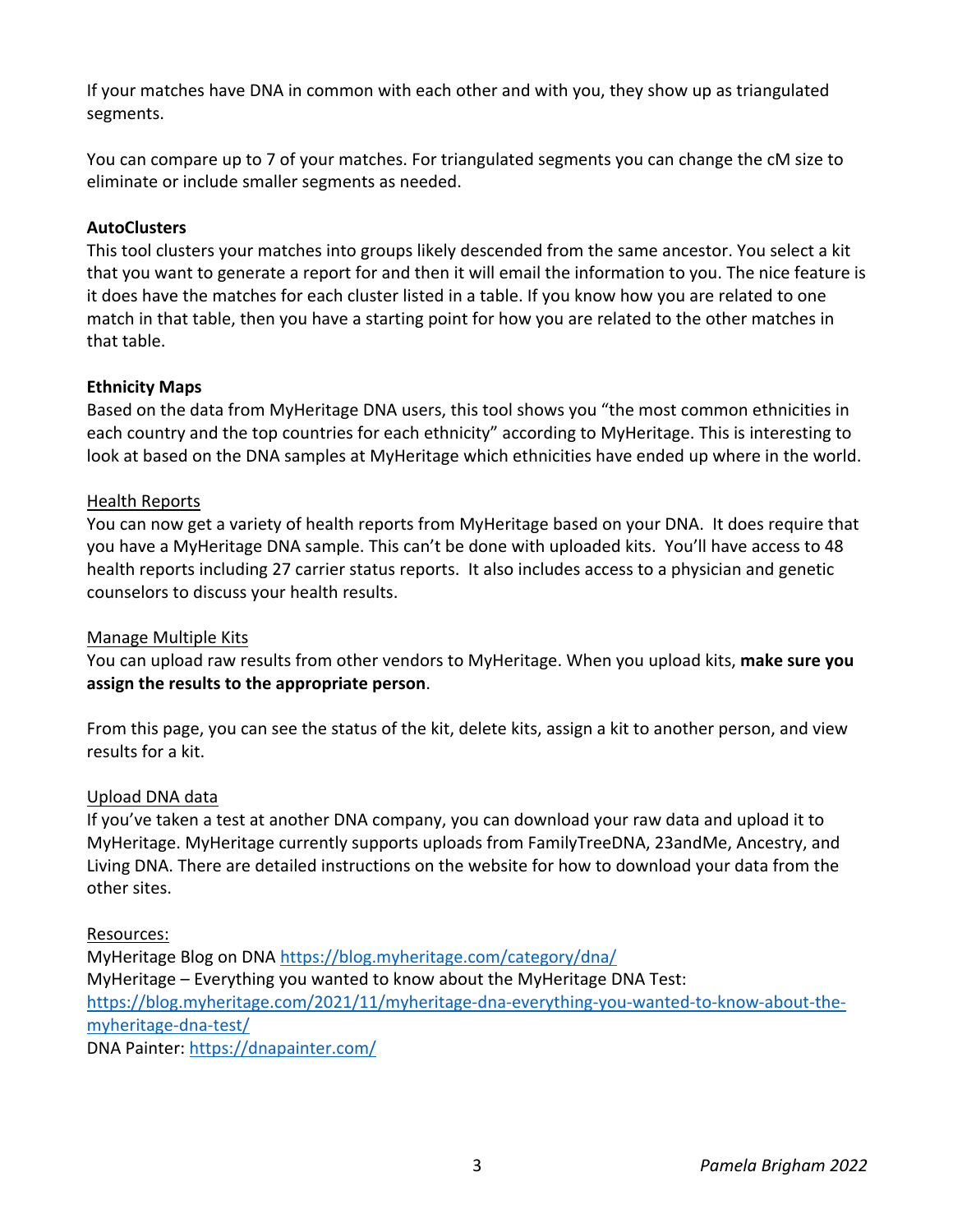If your matches have DNA in common with each other and with you, they show up as triangulated segments.

You can compare up to 7 of your matches. For triangulated segments you can change the cM size to eliminate or include smaller segments as needed.

**AutoClusters**
This tool clusters your matches into groups likely descended from the same ancestor. You select a kit that you want to generate a report for and then it will email the information to you. The nice feature is it does have the matches for each cluster listed in a table. If you know how you are related to one match in that table, then you have a starting point for how you are related to the other matches in that table.

**Ethnicity Maps**
Based on the data from MyHeritage DNA users, this tool shows you "the most common ethnicities in each country and the top countries for each ethnicity" according to MyHeritage. This is interesting to look at based on the DNA samples at MyHeritage which ethnicities have ended up where in the world.

Health Reports
You can now get a variety of health reports from MyHeritage based on your DNA. It does require that you have a MyHeritage DNA sample. This can't be done with uploaded kits. You'll have access to 48 health reports including 27 carrier status reports. It also includes access to a physician and genetic counselors to discuss your health results.

Manage Multiple Kits
You can upload raw results from other vendors to MyHeritage. When you upload kits, **make sure you assign the results to the appropriate person**.

From this page, you can see the status of the kit, delete kits, assign a kit to another person, and view results for a kit.

Upload DNA data
If you've taken a test at another DNA company, you can download your raw data and upload it to MyHeritage. MyHeritage currently supports uploads from FamilyTreeDNA, 23andMe, Ancestry, and Living DNA. There are detailed instructions on the website for how to download your data from the other sites.

Resources:
MyHeritage Blog on DNA https://blog.myheritage.com/category/dna/
MyHeritage – Everything you wanted to know about the MyHeritage DNA Test: https://blog.myheritage.com/2021/11/myheritage-dna-everything-you-wanted-to-know-about-the-myheritage-dna-test/
DNA Painter: https://dnapainter.com/